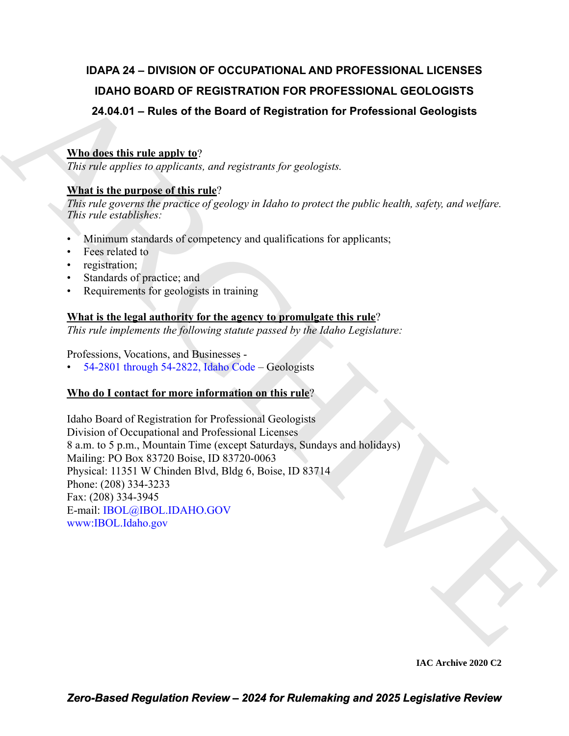# IDAPA 24 – DIVISION OF OCCUPATIONAL AND PROFESSIONAL LICENSES

## IDAHO BOARD OF REGISTRATION FOR PROFESSIONAL GEOLOGISTS

## 24.04.01 – Rules of the Board of Registration for Professional Geologists

**Who does this rule apply to**?

*This rule applies to applicants, and registrants for geologists.*

**What is the purpose of this rule**?

*This rule governs the practice of geology in Idaho to protect the public health, safety, and welfare. This rule establishes:*

- Minimum standards of competency and qualifications for applicants;
- Fees related to
- registration;
- Standards of practice; and
- Requirements for geologists in training

**What is the legal authority for the agency to promulgate this rule**?

*This rule implements the following statute passed by the Idaho Legislature:*

Professions, Vocations, and Businesses -

- 54-2801 through 54-2822, Idaho Code – Geologists

**Who do I contact for more information on this rule**?

Idaho Board of Registration for Professional Geologists
Division of Occupational and Professional Licenses
8 a.m. to 5 p.m., Mountain Time (except Saturdays, Sundays and holidays)
Mailing: PO Box 83720 Boise, ID 83720-0063
Physical: 11351 W Chinden Blvd, Bldg 6, Boise, ID 83714
Phone: (208) 334-3233
Fax: (208) 334-3945
E-mail: IBOL@IBOL.IDAHO.GOV
www:IBOL.Idaho.gov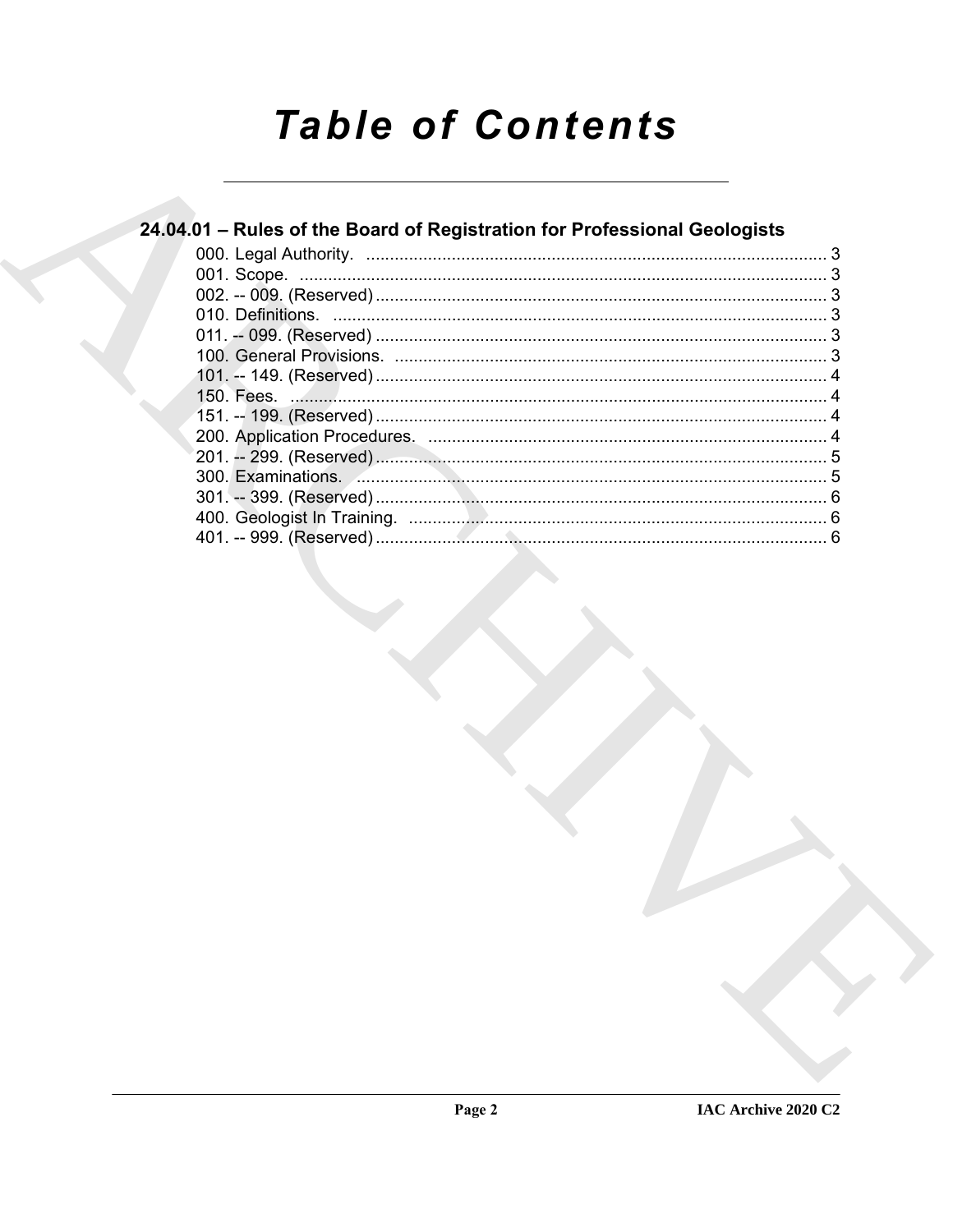# Table of Contents

## 24.04.01 – Rules of the Board of Registration for Professional Geologists

000. Legal Authority. ........................................................................................ 3
001. Scope. ........................................................................................ 3
002. -- 009. (Reserved) ........................................................................................ 3
010. Definitions. ........................................................................................ 3
011. -- 099. (Reserved) ........................................................................................ 3
100. General Provisions. ........................................................................................ 3
101. -- 149. (Reserved) ........................................................................................ 4
150. Fees. ........................................................................................ 4
151. -- 199. (Reserved) ........................................................................................ 4
200. Application Procedures. ........................................................................................ 4
201. -- 299. (Reserved) ........................................................................................ 5
300. Examinations. ........................................................................................ 5
301. -- 399. (Reserved) ........................................................................................ 6
400. Geologist In Training. ........................................................................................ 6
401. -- 999. (Reserved) ........................................................................................ 6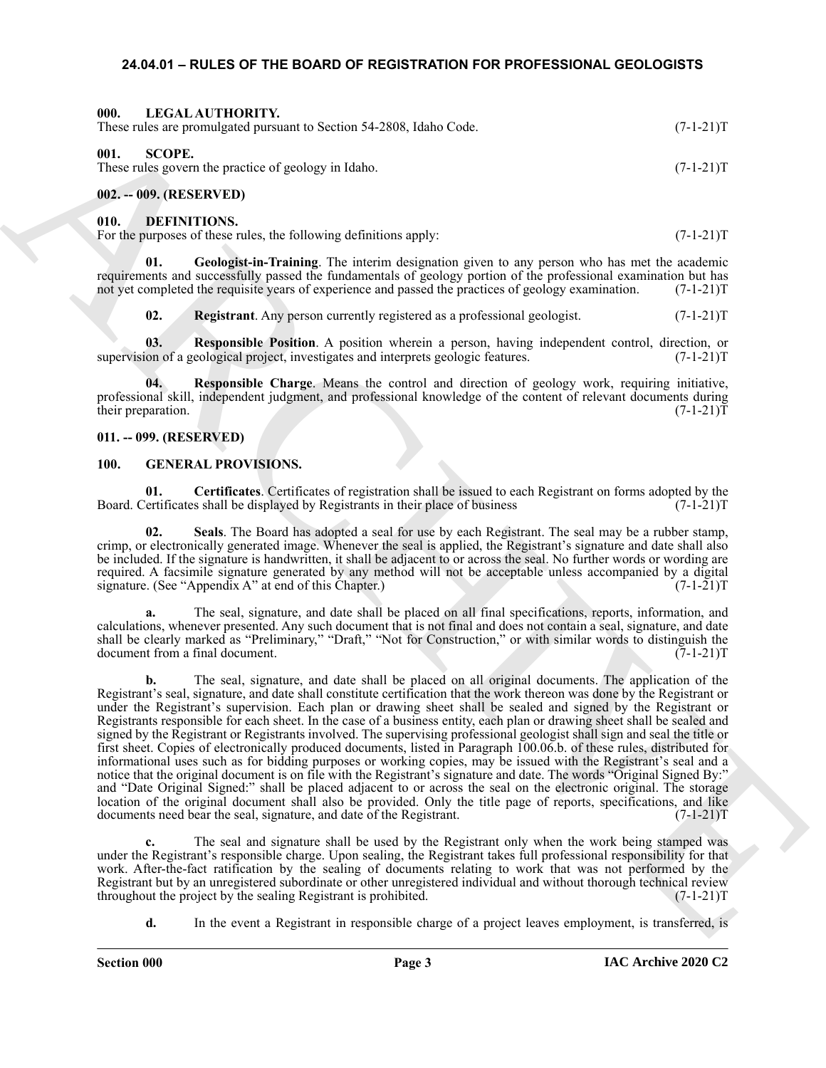## 24.04.01 – RULES OF THE BOARD OF REGISTRATION FOR PROFESSIONAL GEOLOGISTS

### 000. LEGAL AUTHORITY.

These rules are promulgated pursuant to Section 54-2808, Idaho Code. (7-1-21)T

### 001. SCOPE.

These rules govern the practice of geology in Idaho. (7-1-21)T

### 002. -- 009. (RESERVED)

### 010. DEFINITIONS.

For the purposes of these rules, the following definitions apply: (7-1-21)T

**01. Geologist-in-Training**. The interim designation given to any person who has met the academic requirements and successfully passed the fundamentals of geology portion of the professional examination but has not yet completed the requisite years of experience and passed the practices of geology examination. (7-1-21)T

**02. Registrant**. Any person currently registered as a professional geologist. (7-1-21)T

**03. Responsible Position**. A position wherein a person, having independent control, direction, or supervision of a geological project, investigates and interprets geologic features. (7-1-21)T

**04. Responsible Charge**. Means the control and direction of geology work, requiring initiative, professional skill, independent judgment, and professional knowledge of the content of relevant documents during their preparation. (7-1-21)T

### 011. -- 099. (RESERVED)

### 100. GENERAL PROVISIONS.

**01. Certificates**. Certificates of registration shall be issued to each Registrant on forms adopted by the Board. Certificates shall be displayed by Registrants in their place of business (7-1-21)T

**02. Seals**. The Board has adopted a seal for use by each Registrant. The seal may be a rubber stamp, crimp, or electronically generated image. Whenever the seal is applied, the Registrant's signature and date shall also be included. If the signature is handwritten, it shall be adjacent to or across the seal. No further words or wording are required. A facsimile signature generated by any method will not be acceptable unless accompanied by a digital signature. (See "Appendix A" at end of this Chapter.) (7-1-21)T

**a.** The seal, signature, and date shall be placed on all final specifications, reports, information, and calculations, whenever presented. Any such document that is not final and does not contain a seal, signature, and date shall be clearly marked as "Preliminary," "Draft," "Not for Construction," or with similar words to distinguish the document from a final document. (7-1-21)T

**b.** The seal, signature, and date shall be placed on all original documents. The application of the Registrant's seal, signature, and date shall constitute certification that the work thereon was done by the Registrant or under the Registrant's supervision. Each plan or drawing sheet shall be sealed and signed by the Registrant or Registrants responsible for each sheet. In the case of a business entity, each plan or drawing sheet shall be sealed and signed by the Registrant or Registrants involved. The supervising professional geologist shall sign and seal the title or first sheet. Copies of electronically produced documents, listed in Paragraph 100.06.b. of these rules, distributed for informational uses such as for bidding purposes or working copies, may be issued with the Registrant's seal and a notice that the original document is on file with the Registrant's signature and date. The words "Original Signed By:" and "Date Original Signed:" shall be placed adjacent to or across the seal on the electronic original. The storage location of the original document shall also be provided. Only the title page of reports, specifications, and like documents need bear the seal, signature, and date of the Registrant. (7-1-21)T

**c.** The seal and signature shall be used by the Registrant only when the work being stamped was under the Registrant's responsible charge. Upon sealing, the Registrant takes full professional responsibility for that work. After-the-fact ratification by the sealing of documents relating to work that was not performed by the Registrant but by an unregistered subordinate or other unregistered individual and without thorough technical review throughout the project by the sealing Registrant is prohibited. (7-1-21)T

**d.** In the event a Registrant in responsible charge of a project leaves employment, is transferred, is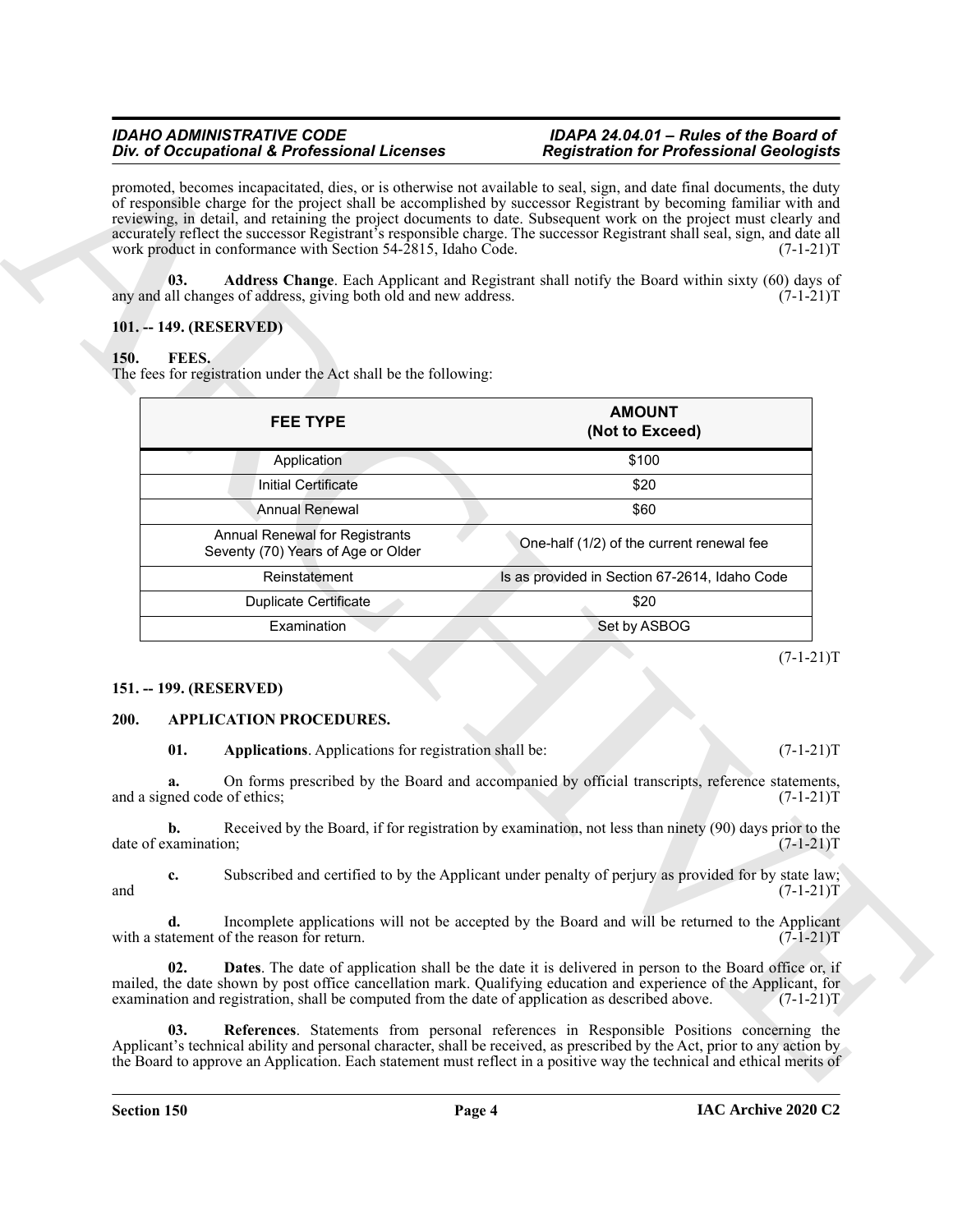promoted, becomes incapacitated, dies, or is otherwise not available to seal, sign, and date final documents, the duty of responsible charge for the project shall be accomplished by successor Registrant by becoming familiar with and reviewing, in detail, and retaining the project documents to date. Subsequent work on the project must clearly and accurately reflect the successor Registrant's responsible charge. The successor Registrant shall seal, sign, and date all work product in conformance with Section 54-2815, Idaho Code. (7-1-21)T

**03. Address Change**. Each Applicant and Registrant shall notify the Board within sixty (60) days of any and all changes of address, giving both old and new address. (7-1-21)T

### 101. -- 149. (RESERVED)

### 150. FEES.

The fees for registration under the Act shall be the following:

| FEE TYPE | AMOUNT (Not to Exceed) |
|---|---|
| Application | $100 |
| Initial Certificate | $20 |
| Annual Renewal | $60 |
| Annual Renewal for Registrants Seventy (70) Years of Age or Older | One-half (1/2) of the current renewal fee |
| Reinstatement | Is as provided in Section 67-2614, Idaho Code |
| Duplicate Certificate | $20 |
| Examination | Set by ASBOG |

(7-1-21)T

### 151. -- 199. (RESERVED)

### 200. APPLICATION PROCEDURES.

**01. Applications**. Applications for registration shall be: (7-1-21)T

**a.** On forms prescribed by the Board and accompanied by official transcripts, reference statements, and a signed code of ethics; (7-1-21)T

**b.** Received by the Board, if for registration by examination, not less than ninety (90) days prior to the date of examination; (7-1-21)T

**c.** Subscribed and certified to by the Applicant under penalty of perjury as provided for by state law; and (7-1-21)T

**d.** Incomplete applications will not be accepted by the Board and will be returned to the Applicant with a statement of the reason for return. (7-1-21)T

**02. Dates**. The date of application shall be the date it is delivered in person to the Board office or, if mailed, the date shown by post office cancellation mark. Qualifying education and experience of the Applicant, for examination and registration, shall be computed from the date of application as described above. (7-1-21)T

**03. References**. Statements from personal references in Responsible Positions concerning the Applicant's technical ability and personal character, shall be received, as prescribed by the Act, prior to any action by the Board to approve an Application. Each statement must reflect in a positive way the technical and ethical merits of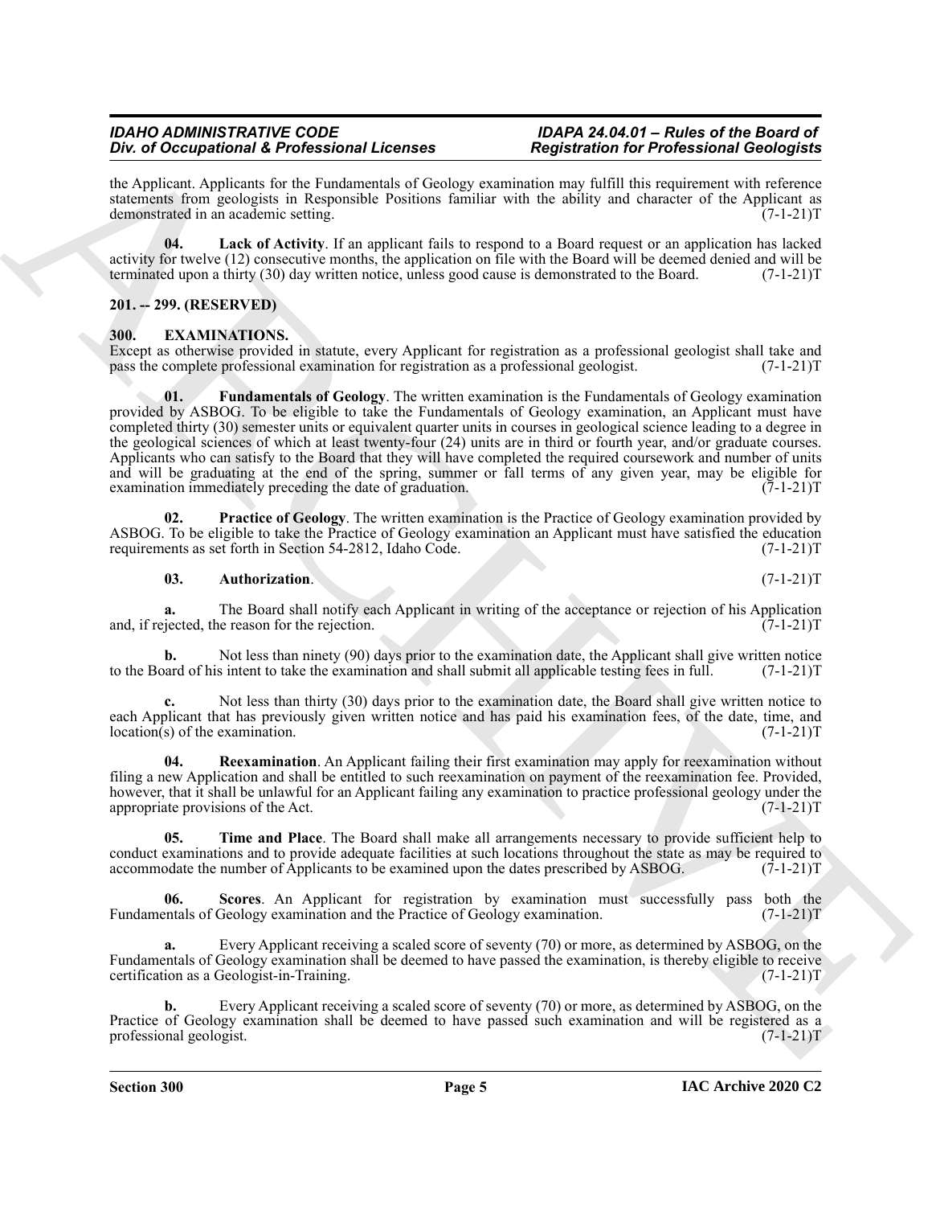the Applicant. Applicants for the Fundamentals of Geology examination may fulfill this requirement with reference statements from geologists in Responsible Positions familiar with the ability and character of the Applicant as demonstrated in an academic setting. (7-1-21)T

**04. Lack of Activity**. If an applicant fails to respond to a Board request or an application has lacked activity for twelve (12) consecutive months, the application on file with the Board will be deemed denied and will be terminated upon a thirty (30) day written notice, unless good cause is demonstrated to the Board. (7-1-21)T

## 201. -- 299. (RESERVED)

## 300. EXAMINATIONS.

Except as otherwise provided in statute, every Applicant for registration as a professional geologist shall take and pass the complete professional examination for registration as a professional geologist. (7-1-21)T

**01. Fundamentals of Geology**. The written examination is the Fundamentals of Geology examination provided by ASBOG. To be eligible to take the Fundamentals of Geology examination, an Applicant must have completed thirty (30) semester units or equivalent quarter units in courses in geological science leading to a degree in the geological sciences of which at least twenty-four (24) units are in third or fourth year, and/or graduate courses. Applicants who can satisfy to the Board that they will have completed the required coursework and number of units and will be graduating at the end of the spring, summer or fall terms of any given year, may be eligible for examination immediately preceding the date of graduation. (7-1-21)T

**02. Practice of Geology**. The written examination is the Practice of Geology examination provided by ASBOG. To be eligible to take the Practice of Geology examination an Applicant must have satisfied the education requirements as set forth in Section 54-2812, Idaho Code. (7-1-21)T

**03. Authorization**. (7-1-21)T

**a.** The Board shall notify each Applicant in writing of the acceptance or rejection of his Application and, if rejected, the reason for the rejection. (7-1-21)T

**b.** Not less than ninety (90) days prior to the examination date, the Applicant shall give written notice to the Board of his intent to take the examination and shall submit all applicable testing fees in full. (7-1-21)T

**c.** Not less than thirty (30) days prior to the examination date, the Board shall give written notice to each Applicant that has previously given written notice and has paid his examination fees, of the date, time, and location(s) of the examination. (7-1-21)T

**04. Reexamination**. An Applicant failing their first examination may apply for reexamination without filing a new Application and shall be entitled to such reexamination on payment of the reexamination fee. Provided, however, that it shall be unlawful for an Applicant failing any examination to practice professional geology under the appropriate provisions of the Act. (7-1-21)T

**05. Time and Place**. The Board shall make all arrangements necessary to provide sufficient help to conduct examinations and to provide adequate facilities at such locations throughout the state as may be required to accommodate the number of Applicants to be examined upon the dates prescribed by ASBOG. (7-1-21)T

**06. Scores**. An Applicant for registration by examination must successfully pass both the Fundamentals of Geology examination and the Practice of Geology examination. (7-1-21)T

**a.** Every Applicant receiving a scaled score of seventy (70) or more, as determined by ASBOG, on the Fundamentals of Geology examination shall be deemed to have passed the examination, is thereby eligible to receive certification as a Geologist-in-Training. (7-1-21)T

**b.** Every Applicant receiving a scaled score of seventy (70) or more, as determined by ASBOG, on the Practice of Geology examination shall be deemed to have passed such examination and will be registered as a professional geologist. (7-1-21)T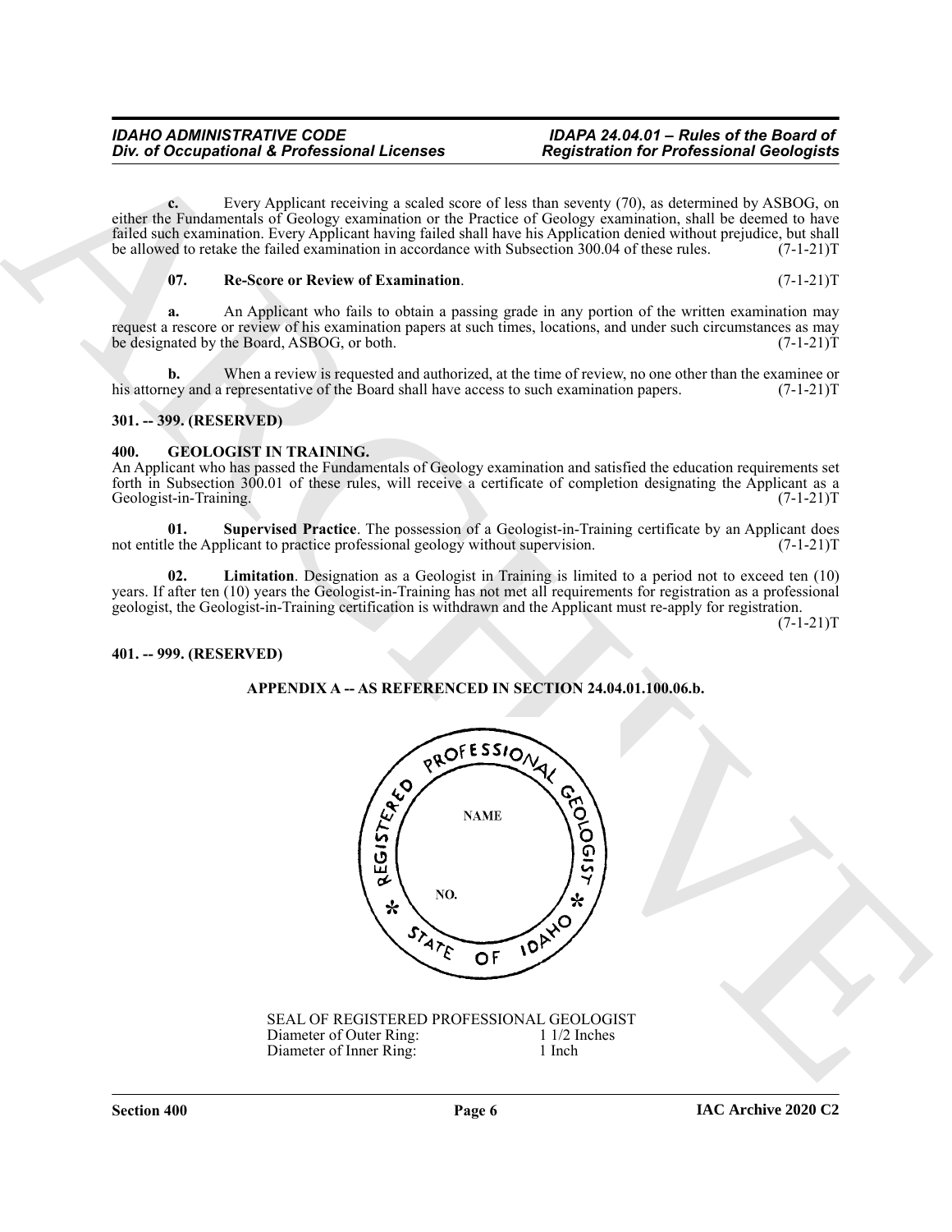**c.** Every Applicant receiving a scaled score of less than seventy (70), as determined by ASBOG, on either the Fundamentals of Geology examination or the Practice of Geology examination, shall be deemed to have failed such examination. Every Applicant having failed shall have his Application denied without prejudice, but shall be allowed to retake the failed examination in accordance with Subsection 300.04 of these rules. (7-1-21)T

**07. Re-Score or Review of Examination**. (7-1-21)T

**a.** An Applicant who fails to obtain a passing grade in any portion of the written examination may request a rescore or review of his examination papers at such times, locations, and under such circumstances as may be designated by the Board, ASBOG, or both. (7-1-21)T

**b.** When a review is requested and authorized, at the time of review, no one other than the examinee or his attorney and a representative of the Board shall have access to such examination papers. (7-1-21)T

**301. -- 399. (RESERVED)**

**400. GEOLOGIST IN TRAINING.**

An Applicant who has passed the Fundamentals of Geology examination and satisfied the education requirements set forth in Subsection 300.01 of these rules, will receive a certificate of completion designating the Applicant as a Geologist-in-Training. (7-1-21)T

**01. Supervised Practice**. The possession of a Geologist-in-Training certificate by an Applicant does not entitle the Applicant to practice professional geology without supervision. (7-1-21)T

**02. Limitation**. Designation as a Geologist in Training is limited to a period not to exceed ten (10) years. If after ten (10) years the Geologist-in-Training has not met all requirements for registration as a professional geologist, the Geologist-in-Training certification is withdrawn and the Applicant must re-apply for registration. (7-1-21)T

**401. -- 999. (RESERVED)**

**APPENDIX A -- AS REFERENCED IN SECTION 24.04.01.100.06.b.**

REGISTERED PROFESSIONAL GEOLOGIST
NAME
NO.
* STATE OF IDAHO *

SEAL OF REGISTERED PROFESSIONAL GEOLOGIST
Diameter of Outer Ring: 1 1/2 Inches
Diameter of Inner Ring: 1 Inch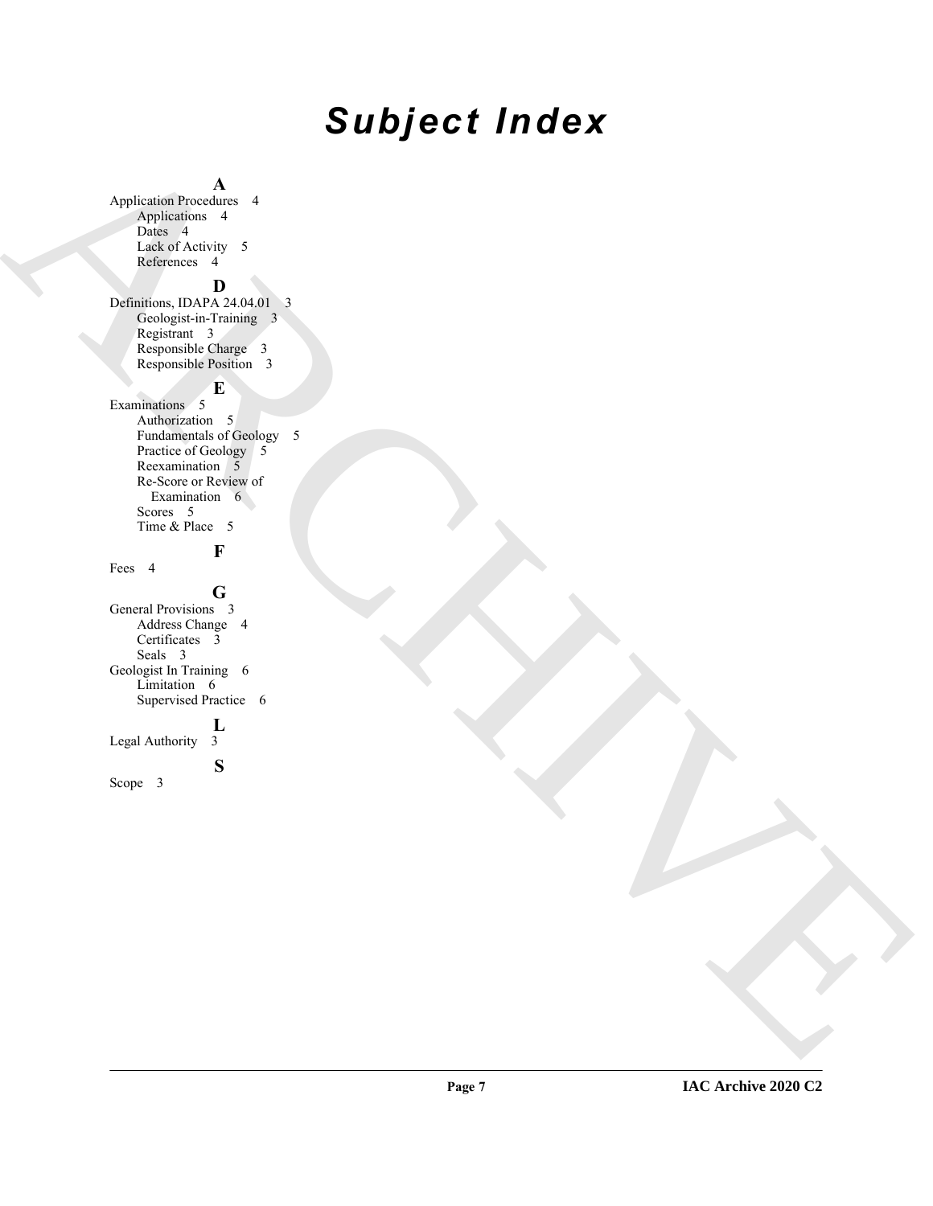# Subject Index

**A**

Application Procedures 4
- Applications 4
- Dates 4
- Lack of Activity 5
- References 4

**D**

Definitions, IDAPA 24.04.01 3
- Geologist-in-Training 3
- Registrant 3
- Responsible Charge 3
- Responsible Position 3

**E**

Examinations 5
- Authorization 5
- Fundamentals of Geology 5
- Practice of Geology 5
- Reexamination 5
- Re-Score or Review of Examination 6
- Scores 5
- Time & Place 5

**F**

Fees 4

**G**

General Provisions 3
- Address Change 4
- Certificates 3
- Seals 3

Geologist In Training 6
- Limitation 6
- Supervised Practice 6

**L**

Legal Authority 3

**S**

Scope 3